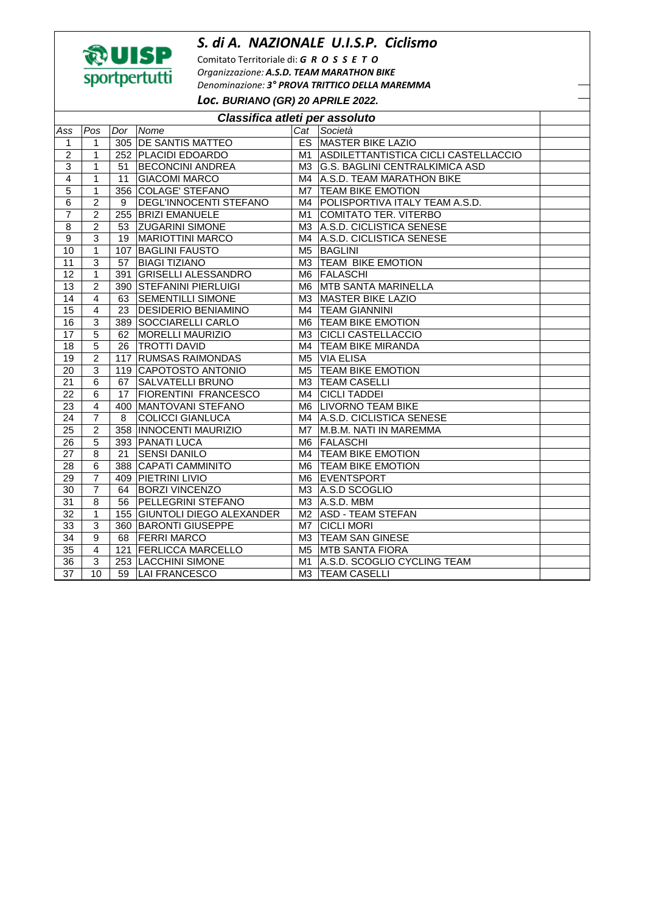UISP sportpertutti

# *S. di A. NAZIONALE U.I.S.P. Ciclismo*

Comitato Territoriale di: ***G R O S S E T O***

*Organizzazione:* ***A.S.D. TEAM MARATHON BIKE***

*Denominazione:* ***3° PROVA TRITTICO DELLA MAREMMA***

***Loc. BURIANO (GR) 20 APRILE 2022.***

## *Classifica atleti per assoluto*

| *Ass* | *Pos* | *Dor* | *Nome* | *Cat* | *Società* |
|---|---|---|---|---|---|
| 1 | 1 | 305 | DE SANTIS MATTEO | ES | MASTER BIKE LAZIO |
| 2 | 1 | 252 | PLACIDI EDOARDO | M1 | ASDILETTANTISTICA CICLI CASTELLACCIO |
| 3 | 1 | 51 | BECONCINI ANDREA | M3 | G.S. BAGLINI CENTRALKIMICA ASD |
| 4 | 1 | 11 | GIACOMI MARCO | M4 | A.S.D. TEAM MARATHON BIKE |
| 5 | 1 | 356 | COLAGE' STEFANO | M7 | TEAM BIKE EMOTION |
| 6 | 2 | 9 | DEGL'INNOCENTI STEFANO | M4 | POLISPORTIVA ITALY TEAM A.S.D. |
| 7 | 2 | 255 | BRIZI EMANUELE | M1 | COMITATO TER. VITERBO |
| 8 | 2 | 53 | ZUGARINI SIMONE | M3 | A.S.D. CICLISTICA SENESE |
| 9 | 3 | 19 | MARIOTTINI MARCO | M4 | A.S.D. CICLISTICA SENESE |
| 10 | 1 | 107 | BAGLINI FAUSTO | M5 | BAGLINI |
| 11 | 3 | 57 | BIAGI TIZIANO | M3 | TEAM BIKE EMOTION |
| 12 | 1 | 391 | GRISELLI ALESSANDRO | M6 | FALASCHI |
| 13 | 2 | 390 | STEFANINI PIERLUIGI | M6 | MTB SANTA MARINELLA |
| 14 | 4 | 63 | SEMENTILLI SIMONE | M3 | MASTER BIKE LAZIO |
| 15 | 4 | 23 | DESIDERIO BENIAMINO | M4 | TEAM GIANNINI |
| 16 | 3 | 389 | SOCCIARELLI CARLO | M6 | TEAM BIKE EMOTION |
| 17 | 5 | 62 | MORELLI MAURIZIO | M3 | CICLI CASTELLACCIO |
| 18 | 5 | 26 | TROTTI DAVID | M4 | TEAM BIKE MIRANDA |
| 19 | 2 | 117 | RUMSAS RAIMONDAS | M5 | VIA ELISA |
| 20 | 3 | 119 | CAPOTOSTO ANTONIO | M5 | TEAM BIKE EMOTION |
| 21 | 6 | 67 | SALVATELLI BRUNO | M3 | TEAM CASELLI |
| 22 | 6 | 17 | FIORENTINI FRANCESCO | M4 | CICLI TADDEI |
| 23 | 4 | 400 | MANTOVANI STEFANO | M6 | LIVORNO TEAM BIKE |
| 24 | 7 | 8 | COLICCI GIANLUCA | M4 | A.S.D. CICLISTICA SENESE |
| 25 | 2 | 358 | INNOCENTI MAURIZIO | M7 | M.B.M. NATI IN MAREMMA |
| 26 | 5 | 393 | PANATI LUCA | M6 | FALASCHI |
| 27 | 8 | 21 | SENSI DANILO | M4 | TEAM BIKE EMOTION |
| 28 | 6 | 388 | CAPATI CAMMINITO | M6 | TEAM BIKE EMOTION |
| 29 | 7 | 409 | PIETRINI LIVIO | M6 | EVENTSPORT |
| 30 | 7 | 64 | BORZI VINCENZO | M3 | A.S.D SCOGLIO |
| 31 | 8 | 56 | PELLEGRINI STEFANO | M3 | A.S.D. MBM |
| 32 | 1 | 155 | GIUNTOLI DIEGO ALEXANDER | M2 | ASD - TEAM STEFAN |
| 33 | 3 | 360 | BARONTI GIUSEPPE | M7 | CICLI MORI |
| 34 | 9 | 68 | FERRI MARCO | M3 | TEAM SAN GINESE |
| 35 | 4 | 121 | FERLICCA MARCELLO | M5 | MTB SANTA FIORA |
| 36 | 3 | 253 | LACCHINI SIMONE | M1 | A.S.D. SCOGLIO CYCLING TEAM |
| 37 | 10 | 59 | LAI FRANCESCO | M3 | TEAM CASELLI |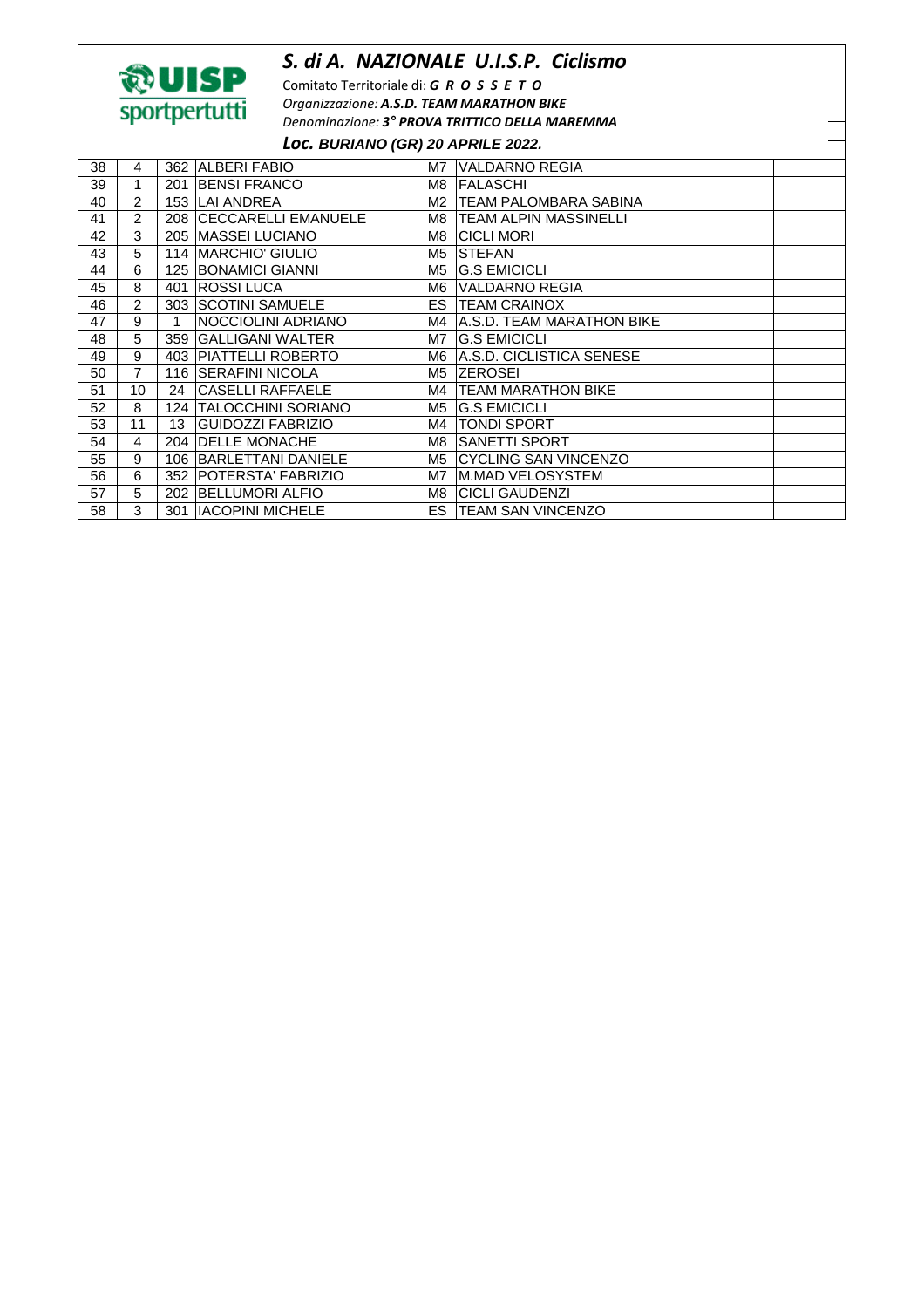# S. di A. NAZIONALE U.I.S.P. Ciclismo

Comitato Territoriale di: ***G R O S S E T O***

*Organizzazione:* ***A.S.D. TEAM MARATHON BIKE***

*Denominazione:* ***3° PROVA TRITTICO DELLA MAREMMA***

***Loc. BURIANO (GR) 20 APRILE 2022.***

| | | | | | | |
|---|---|---|---|---|---|---|
| 38 | 4 | 362 | ALBERI FABIO | M7 | VALDARNO REGIA | |
| 39 | 1 | 201 | BENSI FRANCO | M8 | FALASCHI | |
| 40 | 2 | 153 | LAI ANDREA | M2 | TEAM PALOMBARA SABINA | |
| 41 | 2 | 208 | CECCARELLI EMANUELE | M8 | TEAM ALPIN MASSINELLI | |
| 42 | 3 | 205 | MASSEI LUCIANO | M8 | CICLI MORI | |
| 43 | 5 | 114 | MARCHIO' GIULIO | M5 | STEFAN | |
| 44 | 6 | 125 | BONAMICI GIANNI | M5 | G.S EMICICLI | |
| 45 | 8 | 401 | ROSSI LUCA | M6 | VALDARNO REGIA | |
| 46 | 2 | 303 | SCOTINI SAMUELE | ES | TEAM CRAINOX | |
| 47 | 9 | 1 | NOCCIOLINI ADRIANO | M4 | A.S.D. TEAM MARATHON BIKE | |
| 48 | 5 | 359 | GALLIGANI WALTER | M7 | G.S EMICICLI | |
| 49 | 9 | 403 | PIATTELLI ROBERTO | M6 | A.S.D. CICLISTICA SENESE | |
| 50 | 7 | 116 | SERAFINI NICOLA | M5 | ZEROSEI | |
| 51 | 10 | 24 | CASELLI RAFFAELE | M4 | TEAM MARATHON BIKE | |
| 52 | 8 | 124 | TALOCCHINI SORIANO | M5 | G.S EMICICLI | |
| 53 | 11 | 13 | GUIDOZZI FABRIZIO | M4 | TONDI SPORT | |
| 54 | 4 | 204 | DELLE MONACHE | M8 | SANETTI SPORT | |
| 55 | 9 | 106 | BARLETTANI DANIELE | M5 | CYCLING SAN VINCENZO | |
| 56 | 6 | 352 | POTERSTA' FABRIZIO | M7 | M.MAD VELOSYSTEM | |
| 57 | 5 | 202 | BELLUMORI ALFIO | M8 | CICLI GAUDENZI | |
| 58 | 3 | 301 | IACOPINI MICHELE | ES | TEAM SAN VINCENZO | |